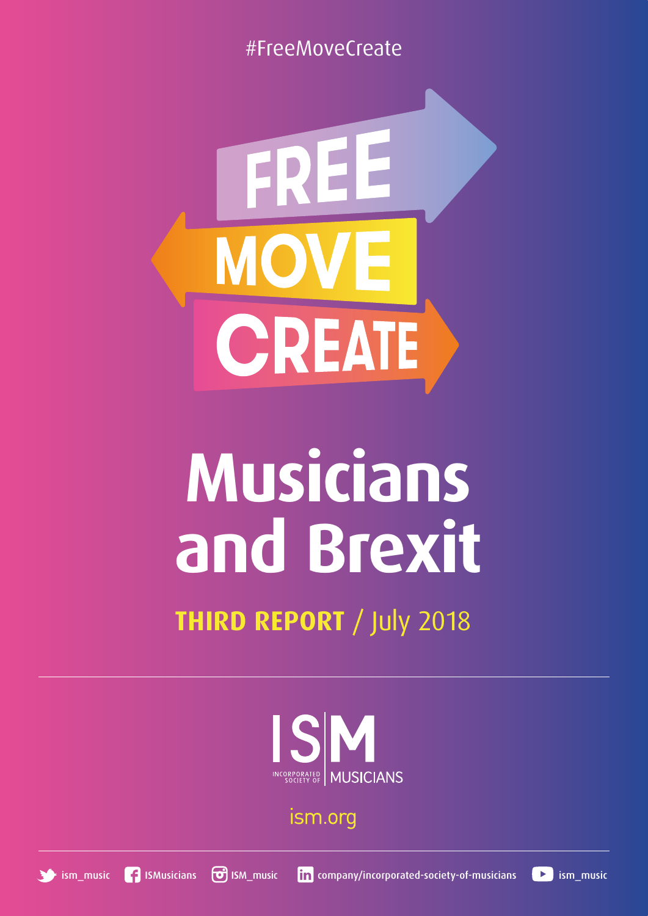#FreeMoveCreate

FREE
MOVE
CREATE

# Musicians and Brexit

## THIRD REPORT / July 2018

ISM
INCORPORATED SOCIETY OF MUSICIANS

ism.org

ism_music   ISMusicians   ISM_music   company/incorporated-society-of-musicians   ism_music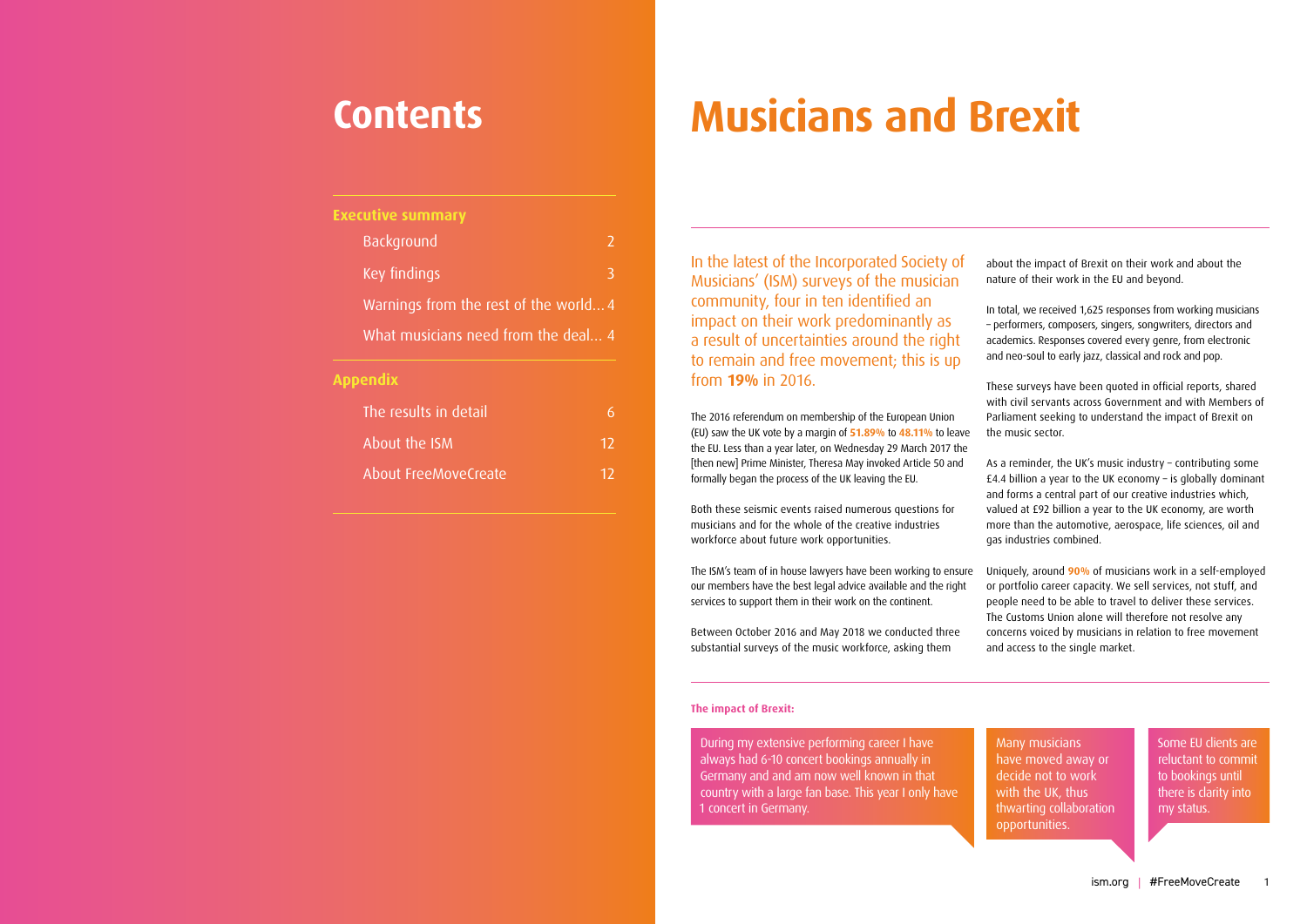# Contents

**Executive summary**

- Background 2
- Key findings 3
- Warnings from the rest of the world... 4
- What musicians need from the deal... 4

**Appendix**

- The results in detail 6
- About the ISM 12
- About FreeMoveCreate 12

# Musicians and Brexit

In the latest of the Incorporated Society of Musicians' (ISM) surveys of the musician community, four in ten identified an impact on their work predominantly as a result of uncertainties around the right to remain and free movement; this is up from **19%** in 2016.

The 2016 referendum on membership of the European Union (EU) saw the UK vote by a margin of **51.89%** to **48.11%** to leave the EU. Less than a year later, on Wednesday 29 March 2017 the [then new] Prime Minister, Theresa May invoked Article 50 and formally began the process of the UK leaving the EU.

Both these seismic events raised numerous questions for musicians and for the whole of the creative industries workforce about future work opportunities.

The ISM's team of in house lawyers have been working to ensure our members have the best legal advice available and the right services to support them in their work on the continent.

Between October 2016 and May 2018 we conducted three substantial surveys of the music workforce, asking them about the impact of Brexit on their work and about the nature of their work in the EU and beyond.

In total, we received 1,625 responses from working musicians – performers, composers, singers, songwriters, directors and academics. Responses covered every genre, from electronic and neo-soul to early jazz, classical and rock and pop.

These surveys have been quoted in official reports, shared with civil servants across Government and with Members of Parliament seeking to understand the impact of Brexit on the music sector.

As a reminder, the UK's music industry – contributing some £4.4 billion a year to the UK economy – is globally dominant and forms a central part of our creative industries which, valued at £92 billion a year to the UK economy, are worth more than the automotive, aerospace, life sciences, oil and gas industries combined.

Uniquely, around **90%** of musicians work in a self-employed or portfolio career capacity. We sell services, not stuff, and people need to be able to travel to deliver these services. The Customs Union alone will therefore not resolve any concerns voiced by musicians in relation to free movement and access to the single market.

**The impact of Brexit:**

> During my extensive performing career I have always had 6-10 concert bookings annually in Germany and and am now well known in that country with a large fan base. This year I only have 1 concert in Germany.

> Many musicians have moved away or decide not to work with the UK, thus thwarting collaboration opportunities.

> Some EU clients are reluctant to commit to bookings until there is clarity into my status.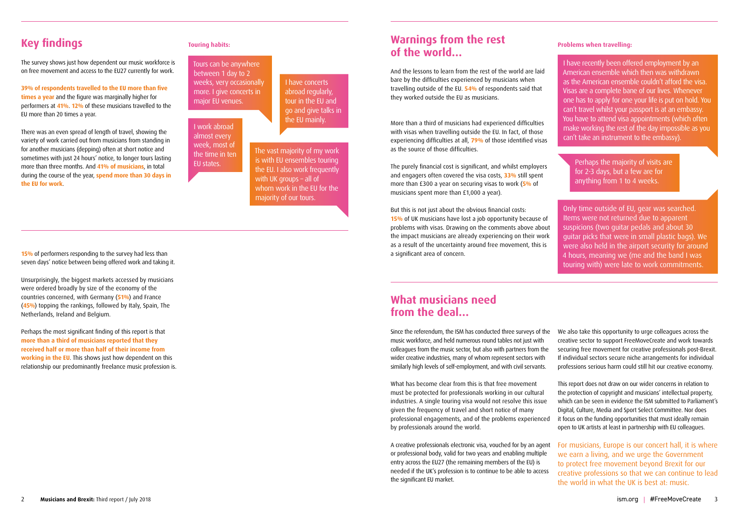## Key findings

The survey shows just how dependent our music workforce is on free movement and access to the EU27 currently for work.

**39% of respondents travelled to the EU more than five times a year** and the figure was marginally higher for performers at **41%**. **12%** of these musicians travelled to the EU more than 20 times a year.

There was an even spread of length of travel, showing the variety of work carried out from musicians from standing in for another musicians (depping) often at short notice and sometimes with just 24 hours' notice, to longer tours lasting more than three months. And **41% of musicians**, in total during the course of the year, **spend more than 30 days in the EU for work**.

### Touring habits:

> Tours can be anywhere between 1 day to 2 weeks, very occasionally more. I give concerts in major EU venues.

> I have concerts abroad regularly, tour in the EU and go and give talks in the EU mainly.

> I work abroad almost every week, most of the time in ten EU states.

> The vast majority of my work is with EU ensembles touring the EU. I also work frequently with UK groups – all of whom work in the EU for the majority of our tours.

**15%** of performers responding to the survey had less than seven days' notice between being offered work and taking it.

Unsurprisingly, the biggest markets accessed by musicians were ordered broadly by size of the economy of the countries concerned, with Germany (**51%**) and France (**45%**) topping the rankings, followed by Italy, Spain, The Netherlands, Ireland and Belgium.

Perhaps the most significant finding of this report is that **more than a third of musicians reported that they received half or more than half of their income from working in the EU**. This shows just how dependent on this relationship our predominantly freelance music profession is.

## Warnings from the rest of the world...

And the lessons to learn from the rest of the world are laid bare by the difficulties experienced by musicians when travelling outside of the EU. **54%** of respondents said that they worked outside the EU as musicians.

More than a third of musicians had experienced difficulties with visas when travelling outside the EU. In fact, of those experiencing difficulties at all, **79%** of those identified visas as the source of those difficulties.

The purely financial cost is significant, and whilst employers and engagers often covered the visa costs, **33%** still spent more than £300 a year on securing visas to work (**5%** of musicians spent more than £1,000 a year).

But this is not just about the obvious financial costs: **15%** of UK musicians have lost a job opportunity because of problems with visas. Drawing on the comments above about the impact musicians are already experiencing on their work as a result of the uncertainty around free movement, this is a significant area of concern.

### Problems when travelling:

> I have recently been offered employment by an American ensemble which then was withdrawn as the American ensemble couldn't afford the visa. Visas are a complete bane of our lives. Whenever one has to apply for one your life is put on hold. You can't travel whilst your passport is at an embassy. You have to attend visa appointments (which often make working the rest of the day impossible as you can't take an instrument to the embassy).

> Perhaps the majority of visits are for 2-3 days, but a few are for anything from 1 to 4 weeks.

> Only time outside of EU, gear was searched. Items were not returned due to apparent suspicions (two guitar pedals and about 30 guitar picks that were in small plastic bags). We were also held in the airport security for around 4 hours, meaning we (me and the band I was touring with) were late to work commitments.

## What musicians need from the deal...

Since the referendum, the ISM has conducted three surveys of the music workforce, and held numerous round tables not just with colleagues from the music sector, but also with partners from the wider creative industries, many of whom represent sectors with similarly high levels of self-employment, and with civil servants.

What has become clear from this is that free movement must be protected for professionals working in our cultural industries. A single touring visa would not resolve this issue given the frequency of travel and short notice of many professional engagements, and of the problems experienced by professionals around the world.

A creative professionals electronic visa, vouched for by an agent or professional body, valid for two years and enabling multiple entry across the EU27 (the remaining members of the EU) is needed if the UK's profession is to continue to be able to access the significant EU market.

We also take this opportunity to urge colleagues across the creative sector to support FreeMoveCreate and work towards securing free movement for creative professionals post-Brexit. If individual sectors secure niche arrangements for individual professions serious harm could still hit our creative economy.

This report does not draw on our wider concerns in relation to the protection of copyright and musicians' intellectual property, which can be seen in evidence the ISM submitted to Parliament's Digital, Culture, Media and Sport Select Committee. Nor does it focus on the funding opportunities that must ideally remain open to UK artists at least in partnership with EU colleagues.

For musicians, Europe is our concert hall, it is where we earn a living, and we urge the Government to protect free movement beyond Brexit for our creative professions so that we can continue to lead the world in what the UK is best at: music.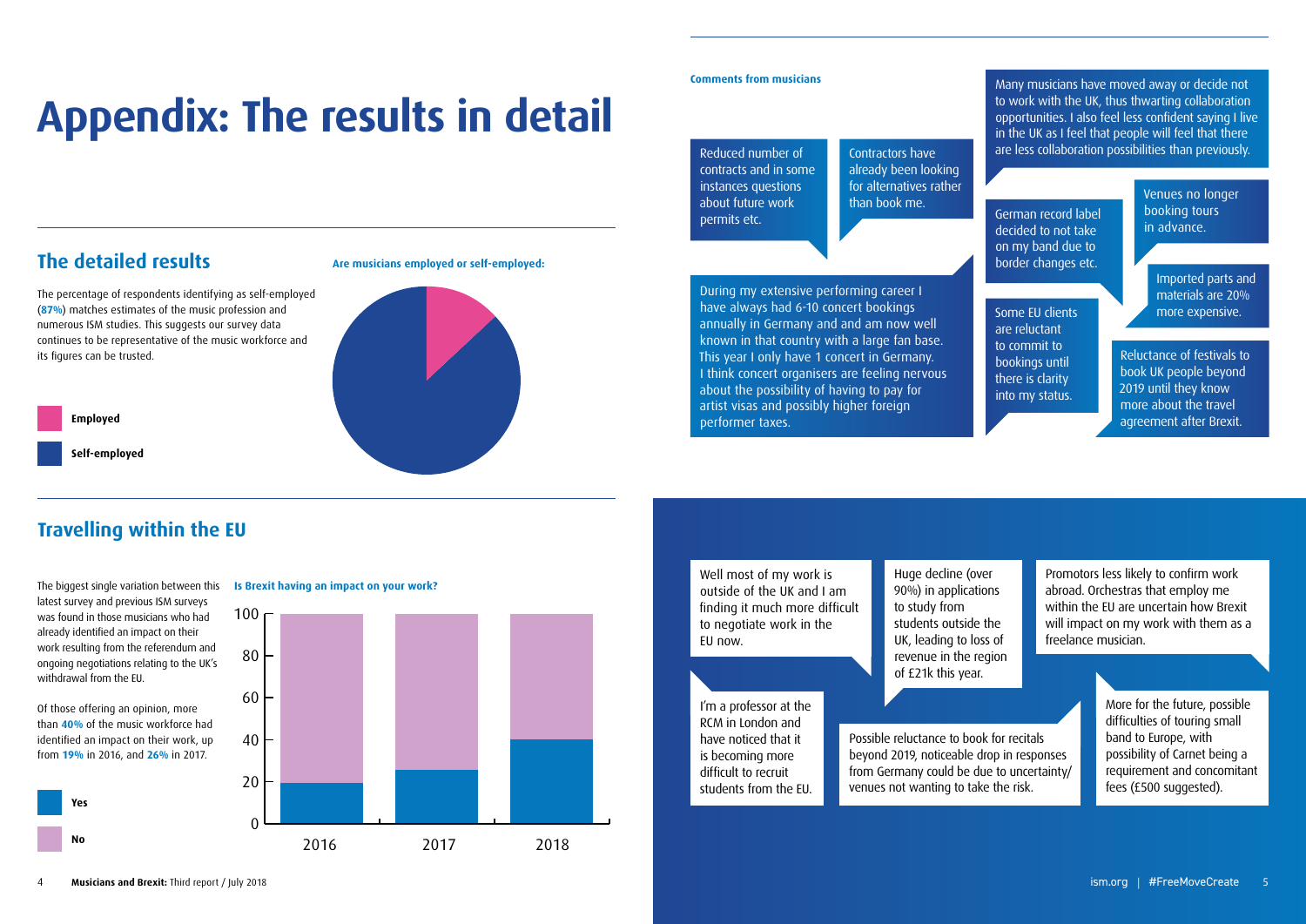# Appendix: The results in detail

## The detailed results

The percentage of respondents identifying as self-employed (**87%**) matches estimates of the music profession and numerous ISM studies. This suggests our survey data continues to be representative of the music workforce and its figures can be trusted.

**Are musicians employed or self-employed:**

**Employed**

**Self-employed**

## Travelling within the EU

The biggest single variation between this latest survey and previous ISM surveys was found in those musicians who had already identified an impact on their work resulting from the referendum and ongoing negotiations relating to the UK's withdrawal from the EU.

Of those offering an opinion, more than **40%** of the music workforce had identified an impact on their work, up from **19%** in 2016, and **26%** in 2017.

**Is Brexit having an impact on your work?**

**Yes**

**No**

| | 2016 | 2017 | 2018 |
|---|---|---|---|
| Yes | 19 | 26 | 40 |
| No | 81 | 74 | 60 |

**Comments from musicians**

Reduced number of contracts and in some instances questions about future work permits etc.

Contractors have already been looking for alternatives rather than book me.

Many musicians have moved away or decide not to work with the UK, thus thwarting collaboration opportunities. I also feel less confident saying I live in the UK as I feel that people will feel that there are less collaboration possibilities than previously.

German record label decided to not take on my band due to border changes etc.

Venues no longer booking tours in advance.

Imported parts and materials are 20% more expensive.

During my extensive performing career I have always had 6-10 concert bookings annually in Germany and and am now well known in that country with a large fan base. This year I only have 1 concert in Germany. I think concert organisers are feeling nervous about the possibility of having to pay for artist visas and possibly higher foreign performer taxes.

Some EU clients are reluctant to commit to bookings until there is clarity into my status.

Reluctance of festivals to book UK people beyond 2019 until they know more about the travel agreement after Brexit.

Well most of my work is outside of the UK and I am finding it much more difficult to negotiate work in the EU now.

Huge decline (over 90%) in applications to study from students outside the UK, leading to loss of revenue in the region of £21k this year.

Promotors less likely to confirm work abroad. Orchestras that employ me within the EU are uncertain how Brexit will impact on my work with them as a freelance musician.

I'm a professor at the RCM in London and have noticed that it is becoming more difficult to recruit students from the EU.

Possible reluctance to book for recitals beyond 2019, noticeable drop in responses from Germany could be due to uncertainty/ venues not wanting to take the risk.

More for the future, possible difficulties of touring small band to Europe, with possibility of Carnet being a requirement and concomitant fees (£500 suggested).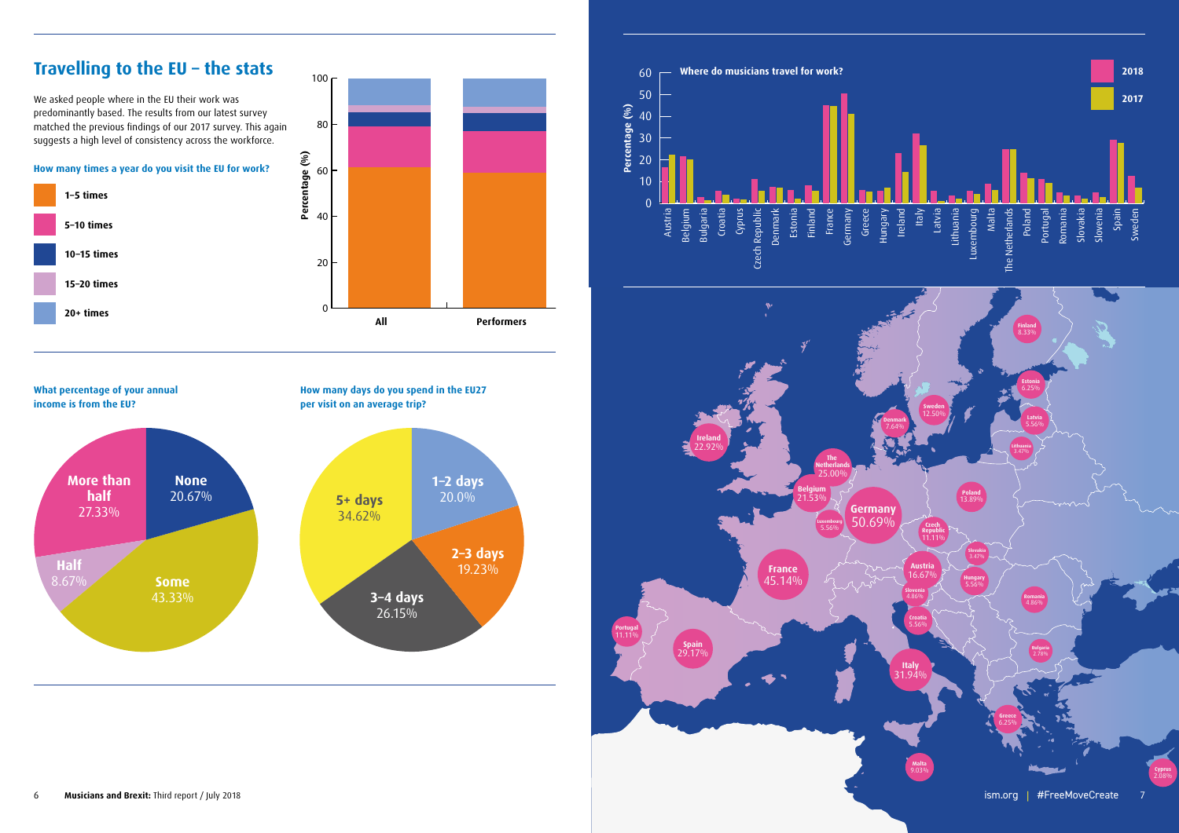## Travelling to the EU – the stats

We asked people where in the EU their work was predominantly based. The results from our latest survey matched the previous findings of our 2017 survey. This again suggests a high level of consistency across the workforce.

**How many times a year do you visit the EU for work?**

- 1–5 times
- 5–10 times
- 10–15 times
- 15–20 times
- 20+ times

Percentage (%) — All; Performers

**What percentage of your annual income is from the EU?**

| Category | Percentage |
| --- | --- |
| None | 20.67% |
| Some | 43.33% |
| Half | 8.67% |
| More than half | 27.33% |

**How many days do you spend in the EU27 per visit on an average trip?**

| Category | Percentage |
| --- | --- |
| 1–2 days | 20.0% |
| 2–3 days | 19.23% |
| 3–4 days | 26.15% |
| 5+ days | 34.62% |

**Where do musicians travel for work?** (2018, 2017)

| Country | 2018 |
| --- | --- |
| Finland | 8.33% |
| Estonia | 6.25% |
| Sweden | 12.50% |
| Latvia | 5.56% |
| Denmark | 7.64% |
| Lithuania | 3.47% |
| Ireland | 22.92% |
| The Netherlands | 25.00% |
| Belgium | 21.53% |
| Poland | 13.89% |
| Germany | 50.69% |
| Luxembourg | 5.56% |
| Czech Republic | 11.11% |
| Slovakia | 3.47% |
| Austria | 16.67% |
| Hungary | 5.56% |
| France | 45.14% |
| Slovenia | 4.86% |
| Romania | 4.86% |
| Croatia | 5.56% |
| Portugal | 11.11% |
| Spain | 29.17% |
| Bulgaria | 2.78% |
| Italy | 31.94% |
| Greece | 6.25% |
| Malta | 9.03% |
| Cyprus | 2.08% |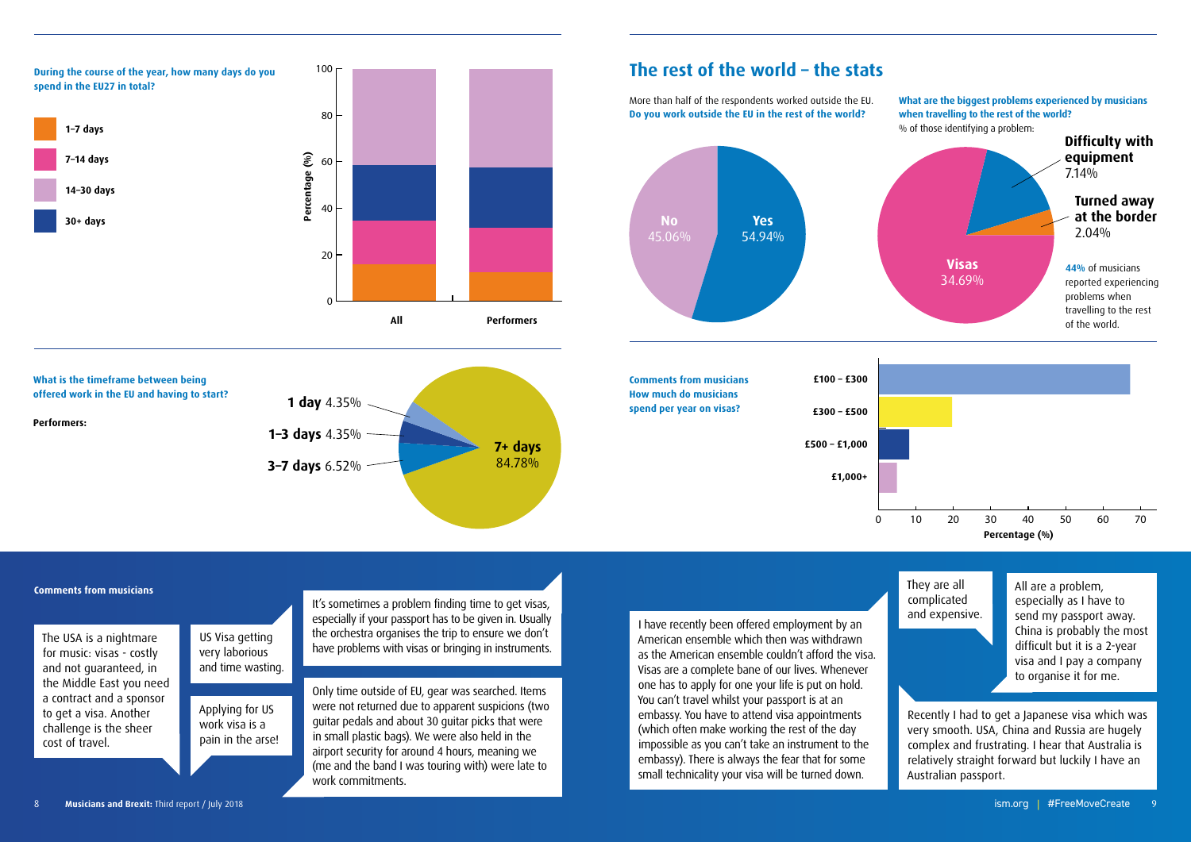**During the course of the year, how many days do you spend in the EU27 in total?**

- 1–7 days
- 7–14 days
- 14–30 days
- 30+ days

Percentage (%)

All | Performers

**What is the timeframe between being offered work in the EU and having to start?**

**Performers:**

- **1 day** 4.35%
- **1–3 days** 4.35%
- **3–7 days** 6.52%
- **7+ days** 84.78%

## The rest of the world – the stats

More than half of the respondents worked outside the EU.
**Do you work outside the EU in the rest of the world?**

- **No** 45.06%
- **Yes** 54.94%

**What are the biggest problems experienced by musicians when travelling to the rest of the world?**
% of those identifying a problem:

- **Difficulty with equipment** 7.14%
- **Turned away at the border** 2.04%
- **Visas** 34.69%

**44%** of musicians reported experiencing problems when travelling to the rest of the world.

**Comments from musicians**
**How much do musicians spend per year on visas?**

- £100 – £300
- £300 – £500
- £500 – £1,000
- £1,000+

Percentage (%)

**Comments from musicians**

The USA is a nightmare for music: visas - costly and not guaranteed, in the Middle East you need a contract and a sponsor to get a visa. Another challenge is the sheer cost of travel.

US Visa getting very laborious and time wasting.

Applying for US work visa is a pain in the arse!

It's sometimes a problem finding time to get visas, especially if your passport has to be given in. Usually the orchestra organises the trip to ensure we don't have problems with visas or bringing in instruments.

Only time outside of EU, gear was searched. Items were not returned due to apparent suspicions (two guitar pedals and about 30 guitar picks that were in small plastic bags). We were also held in the airport security for around 4 hours, meaning we (me and the band I was touring with) were late to work commitments.

I have recently been offered employment by an American ensemble which then was withdrawn as the American ensemble couldn't afford the visa. Visas are a complete bane of our lives. Whenever one has to apply for one your life is put on hold. You can't travel whilst your passport is at an embassy. You have to attend visa appointments (which often make working the rest of the day impossible as you can't take an instrument to the embassy). There is always the fear that for some small technicality your visa will be turned down.

They are all complicated and expensive.

All are a problem, especially as I have to send my passport away. China is probably the most difficult but it is a 2-year visa and I pay a company to organise it for me.

Recently I had to get a Japanese visa which was very smooth. USA, China and Russia are hugely complex and frustrating. I hear that Australia is relatively straight forward but luckily I have an Australian passport.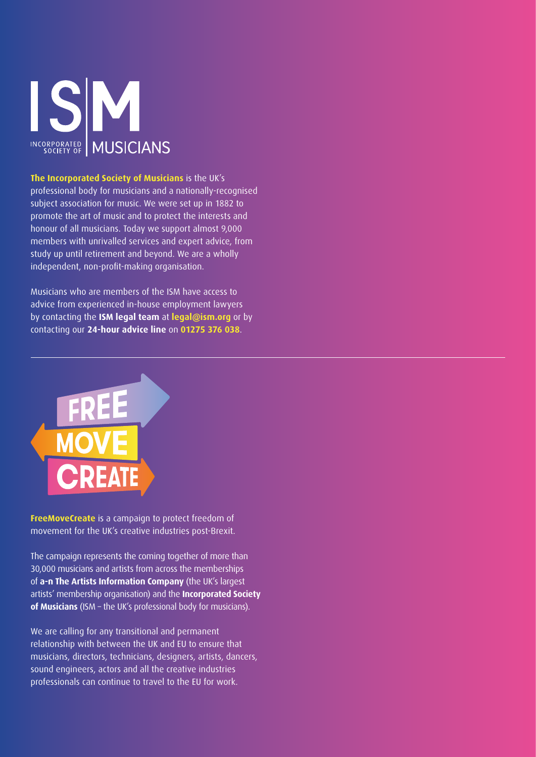**The Incorporated Society of Musicians** is the UK's professional body for musicians and a nationally-recognised subject association for music. We were set up in 1882 to promote the art of music and to protect the interests and honour of all musicians. Today we support almost 9,000 members with unrivalled services and expert advice, from study up until retirement and beyond. We are a wholly independent, non-profit-making organisation.

Musicians who are members of the ISM have access to advice from experienced in-house employment lawyers by contacting the **ISM legal team** at **legal@ism.org** or by contacting our **24-hour advice line** on **01275 376 038**.

---

**FreeMoveCreate** is a campaign to protect freedom of movement for the UK's creative industries post-Brexit.

The campaign represents the coming together of more than 30,000 musicians and artists from across the memberships of **a-n The Artists Information Company** (the UK's largest artists' membership organisation) and the **Incorporated Society of Musicians** (ISM – the UK's professional body for musicians).

We are calling for any transitional and permanent relationship with between the UK and EU to ensure that musicians, directors, technicians, designers, artists, dancers, sound engineers, actors and all the creative industries professionals can continue to travel to the EU for work.